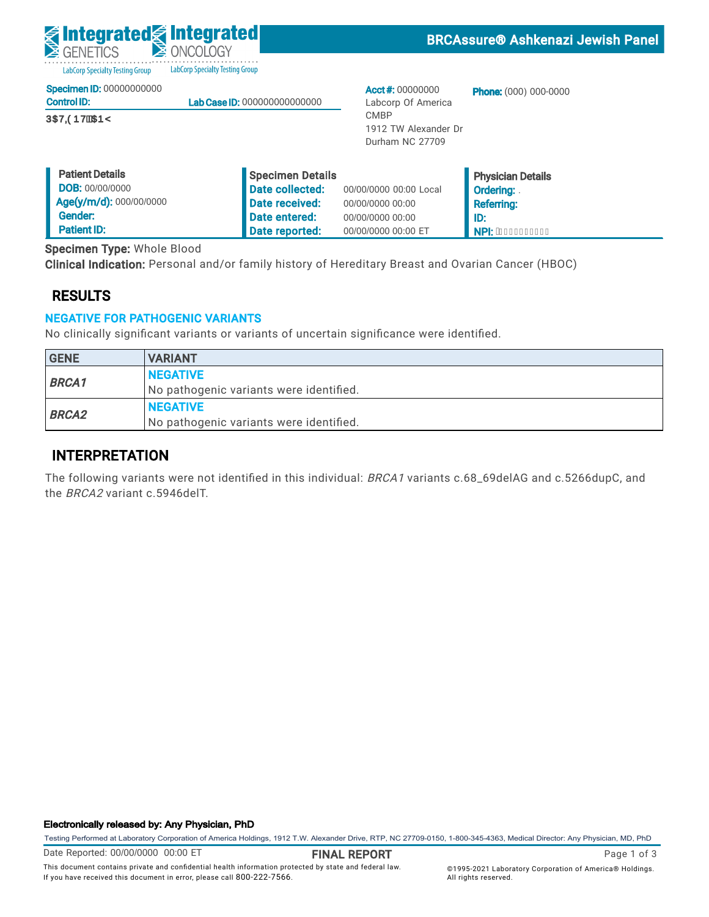**Integrated GENETICS** LabCorp Specialty Testing Group **Integrated ONCOLOGY** LabCorp Specialty Testing Group

## BRCAssure® Ashkenazi Jewish Panel

**Specimen ID:** 00000000000
**Control ID:** **Lab Case ID:** 000000000000000

3$7,(17\u0003\$1<

**Acct #:** 00000000
Labcorp Of America
CMBP
1912 TW Alexander Dr
Durham NC 27709

**Phone:** (000) 000-0000

| Patient Details | | Specimen Details | | Physician Details |
|---|---|---|---|---|
| **DOB:** 00/00/0000 | | **Date collected:** | 00/00/0000 00:00 Local | **Ordering:** . |
| **Age(y/m/d):** 000/00/0000 | | **Date received:** | 00/00/0000 00:00 | **Referring:** |
| **Gender:** | | **Date entered:** | 00/00/0000 00:00 | **ID:** |
| **Patient ID:** | | **Date reported:** | 00/00/0000 00:00 ET | **NPI:** |

**Specimen Type:** Whole Blood
**Clinical Indication:** Personal and/or family history of Hereditary Breast and Ovarian Cancer (HBOC)

## RESULTS

**NEGATIVE FOR PATHOGENIC VARIANTS**

No clinically significant variants or variants of uncertain significance were identified.

| GENE | VARIANT |
|---|---|
| ***BRCA1*** | **NEGATIVE**<br>No pathogenic variants were identified. |
| ***BRCA2*** | **NEGATIVE**<br>No pathogenic variants were identified. |

## INTERPRETATION

The following variants were not identified in this individual: *BRCA1* variants c.68_69delAG and c.5266dupC, and the *BRCA2* variant c.5946delT.

**Electronically released by: Any Physician, PhD**

Testing Performed at Laboratory Corporation of America Holdings, 1912 T.W. Alexander Drive, RTP, NC 27709-0150, 1-800-345-4363, Medical Director: Any Physician, MD, PhD

Date Reported: 00/00/0000 00:00 ET **FINAL REPORT**

This document contains private and confidential health information protected by state and federal law. If you have received this document in error, please call 800-222-7566.

©1995-2021 Laboratory Corporation of America® Holdings. All rights reserved.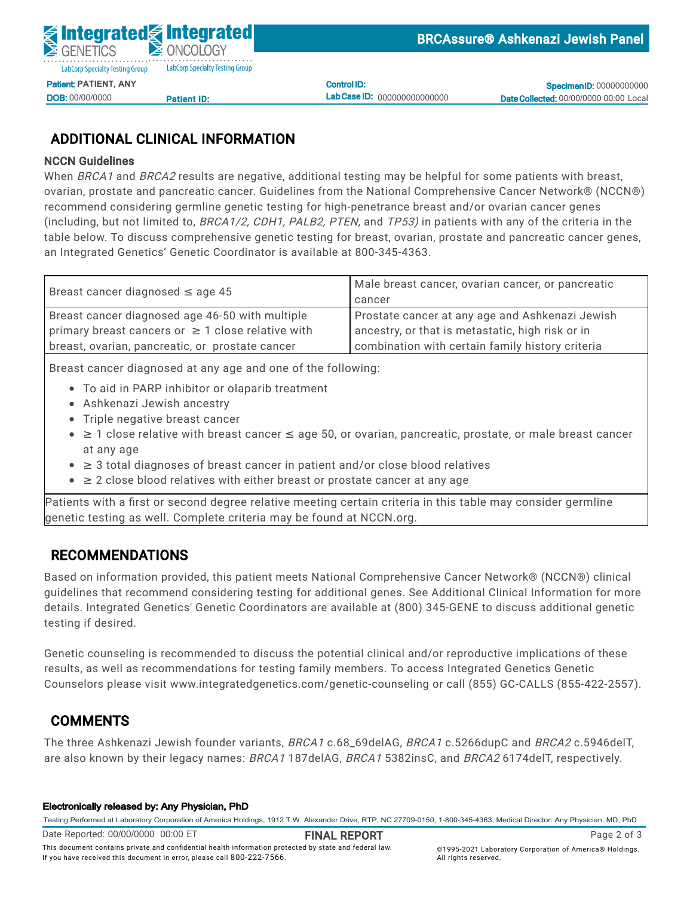## ADDITIONAL CLINICAL INFORMATION

### NCCN Guidelines

When *BRCA1* and *BRCA2* results are negative, additional testing may be helpful for some patients with breast, ovarian, prostate and pancreatic cancer. Guidelines from the National Comprehensive Cancer Network® (NCCN®) recommend considering germline genetic testing for high-penetrance breast and/or ovarian cancer genes (including, but not limited to, *BRCA1/2, CDH1, PALB2, PTEN,* and *TP53)* in patients with any of the criteria in the table below. To discuss comprehensive genetic testing for breast, ovarian, prostate and pancreatic cancer genes, an Integrated Genetics' Genetic Coordinator is available at 800-345-4363.

| | |
|---|---|
| Breast cancer diagnosed ≤ age 45 | Male breast cancer, ovarian cancer, or pancreatic cancer |
| Breast cancer diagnosed age 46-50 with multiple primary breast cancers or ≥ 1 close relative with breast, ovarian, pancreatic, or prostate cancer | Prostate cancer at any age and Ashkenazi Jewish ancestry, or that is metastatic, high risk or in combination with certain family history criteria |
| Breast cancer diagnosed at any age and one of the following:<br>• To aid in PARP inhibitor or olaparib treatment<br>• Ashkenazi Jewish ancestry<br>• Triple negative breast cancer<br>• ≥ 1 close relative with breast cancer ≤ age 50, or ovarian, pancreatic, prostate, or male breast cancer at any age<br>• ≥ 3 total diagnoses of breast cancer in patient and/or close blood relatives<br>• ≥ 2 close blood relatives with either breast or prostate cancer at any age | |
| Patients with a first or second degree relative meeting certain criteria in this table may consider germline genetic testing as well. Complete criteria may be found at NCCN.org. | |

## RECOMMENDATIONS

Based on information provided, this patient meets National Comprehensive Cancer Network® (NCCN®) clinical guidelines that recommend considering testing for additional genes. See Additional Clinical Information for more details. Integrated Genetics' Genetic Coordinators are available at (800) 345-GENE to discuss additional genetic testing if desired.

Genetic counseling is recommended to discuss the potential clinical and/or reproductive implications of these results, as well as recommendations for testing family members. To access Integrated Genetics Genetic Counselors please visit www.integratedgenetics.com/genetic-counseling or call (855) GC-CALLS (855-422-2557).

## COMMENTS

The three Ashkenazi Jewish founder variants, *BRCA1* c.68_69delAG, *BRCA1* c.5266dupC and *BRCA2* c.5946delT, are also known by their legacy names: *BRCA1* 187delAG, *BRCA1* 5382insC, and *BRCA2* 6174delT, respectively.

**Electronically released by: Any Physician, PhD**

Testing Performed at Laboratory Corporation of America Holdings, 1912 T.W. Alexander Drive, RTP, NC 27709-0150, 1-800-345-4363, Medical Director: Any Physician, MD, PhD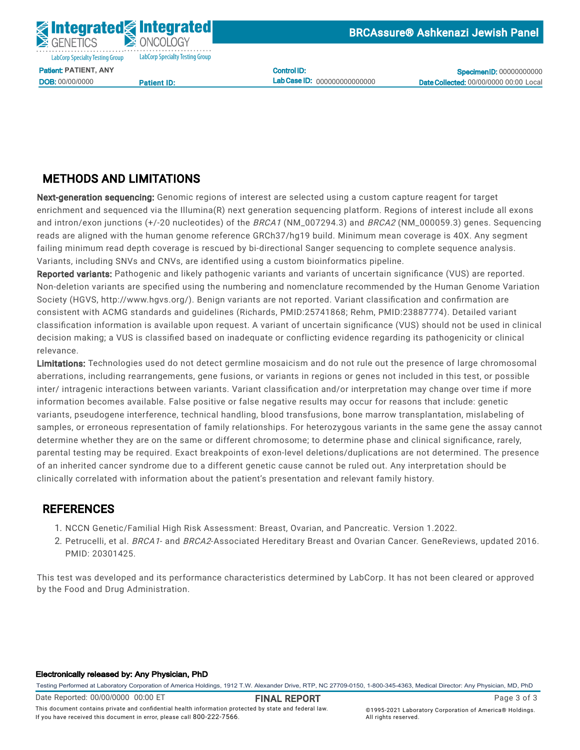## METHODS AND LIMITATIONS

**Next-generation sequencing:** Genomic regions of interest are selected using a custom capture reagent for target enrichment and sequenced via the Illumina(R) next generation sequencing platform. Regions of interest include all exons and intron/exon junctions (+/-20 nucleotides) of the *BRCA1* (NM_007294.3) and *BRCA2* (NM_000059.3) genes. Sequencing reads are aligned with the human genome reference GRCh37/hg19 build. Minimum mean coverage is 40X. Any segment failing minimum read depth coverage is rescued by bi-directional Sanger sequencing to complete sequence analysis. Variants, including SNVs and CNVs, are identified using a custom bioinformatics pipeline.

**Reported variants:** Pathogenic and likely pathogenic variants and variants of uncertain significance (VUS) are reported. Non-deletion variants are specified using the numbering and nomenclature recommended by the Human Genome Variation Society (HGVS, http://www.hgvs.org/). Benign variants are not reported. Variant classification and confirmation are consistent with ACMG standards and guidelines (Richards, PMID:25741868; Rehm, PMID:23887774). Detailed variant classification information is available upon request. A variant of uncertain significance (VUS) should not be used in clinical decision making; a VUS is classified based on inadequate or conflicting evidence regarding its pathogenicity or clinical relevance.

**Limitations:** Technologies used do not detect germline mosaicism and do not rule out the presence of large chromosomal aberrations, including rearrangements, gene fusions, or variants in regions or genes not included in this test, or possible inter/ intragenic interactions between variants. Variant classification and/or interpretation may change over time if more information becomes available. False positive or false negative results may occur for reasons that include: genetic variants, pseudogene interference, technical handling, blood transfusions, bone marrow transplantation, mislabeling of samples, or erroneous representation of family relationships. For heterozygous variants in the same gene the assay cannot determine whether they are on the same or different chromosome; to determine phase and clinical significance, rarely, parental testing may be required. Exact breakpoints of exon-level deletions/duplications are not determined. The presence of an inherited cancer syndrome due to a different genetic cause cannot be ruled out. Any interpretation should be clinically correlated with information about the patient's presentation and relevant family history.

## REFERENCES

1. NCCN Genetic/Familial High Risk Assessment: Breast, Ovarian, and Pancreatic. Version 1.2022.
2. Petrucelli, et al. *BRCA1*- and *BRCA2*-Associated Hereditary Breast and Ovarian Cancer. GeneReviews, updated 2016. PMID: 20301425.

This test was developed and its performance characteristics determined by LabCorp. It has not been cleared or approved by the Food and Drug Administration.

**Electronically released by: Any Physician, PhD**

Testing Performed at Laboratory Corporation of America Holdings, 1912 T.W. Alexander Drive, RTP, NC 27709-0150, 1-800-345-4363, Medical Director: Any Physician, MD, PhD

Date Reported: 00/00/0000 00:00 ET

**FINAL REPORT**

This document contains private and confidential health information protected by state and federal law. If you have received this document in error, please call 800-222-7566.

©1995-2021 Laboratory Corporation of America® Holdings. All rights reserved.